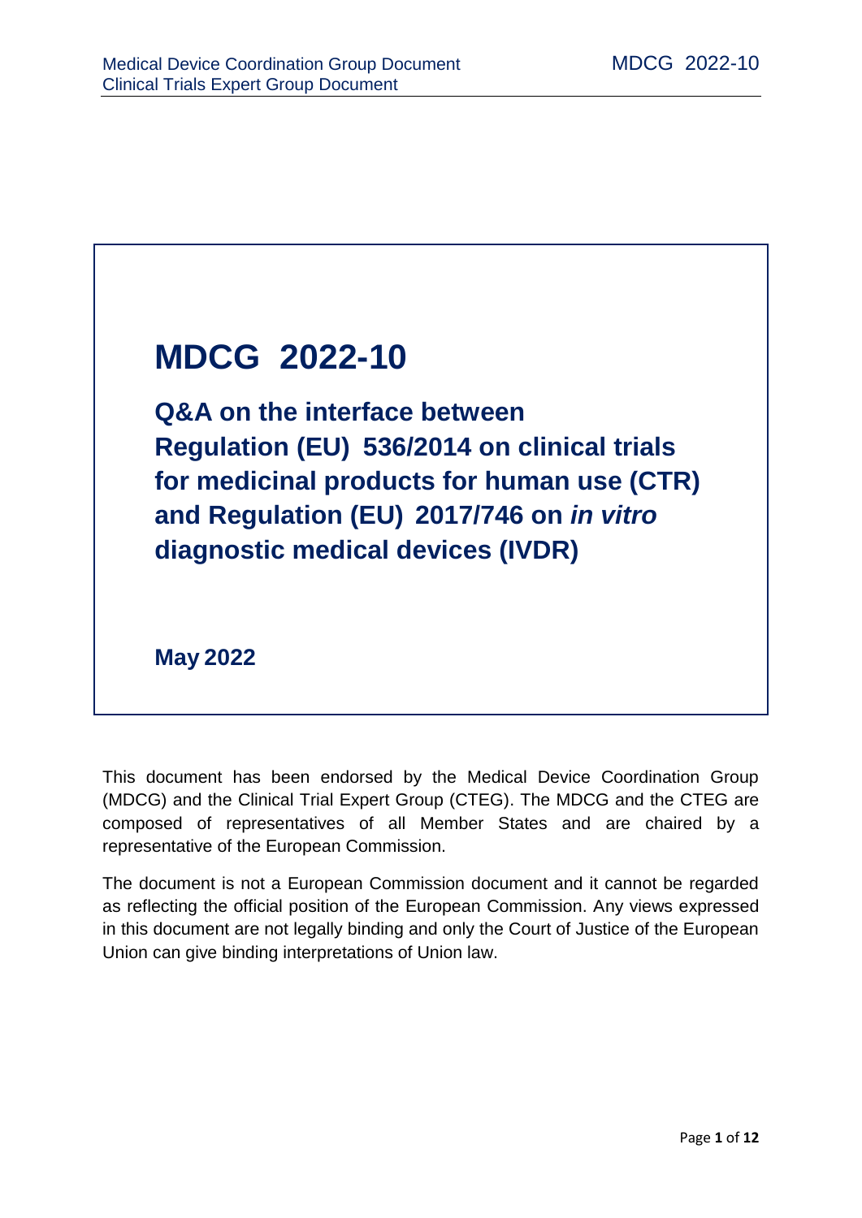# MDCG 2022-10

## Q&A on the interface between Regulation (EU) 536/2014 on clinical trials for medicinal products for human use (CTR) and Regulation (EU) 2017/746 on *in vitro* diagnostic medical devices (IVDR)

**May 2022**

This document has been endorsed by the Medical Device Coordination Group (MDCG) and the Clinical Trial Expert Group (CTEG). The MDCG and the CTEG are composed of representatives of all Member States and are chaired by a representative of the European Commission.

The document is not a European Commission document and it cannot be regarded as reflecting the official position of the European Commission. Any views expressed in this document are not legally binding and only the Court of Justice of the European Union can give binding interpretations of Union law.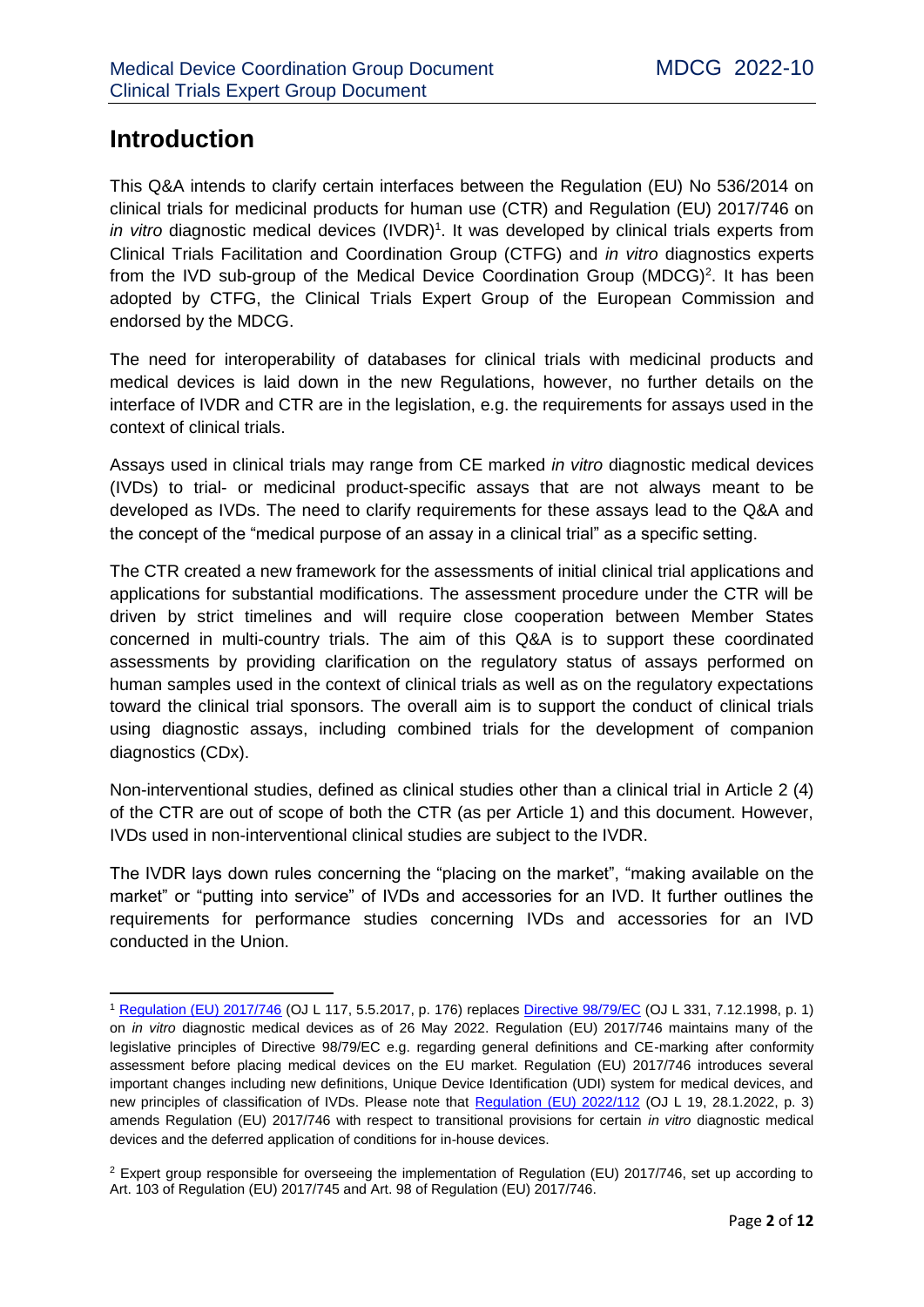# Introduction

This Q&A intends to clarify certain interfaces between the Regulation (EU) No 536/2014 on clinical trials for medicinal products for human use (CTR) and Regulation (EU) 2017/746 on *in vitro* diagnostic medical devices (IVDR)[1]. It was developed by clinical trials experts from Clinical Trials Facilitation and Coordination Group (CTFG) and *in vitro* diagnostics experts from the IVD sub-group of the Medical Device Coordination Group (MDCG)[2]. It has been adopted by CTFG, the Clinical Trials Expert Group of the European Commission and endorsed by the MDCG.

The need for interoperability of databases for clinical trials with medicinal products and medical devices is laid down in the new Regulations, however, no further details on the interface of IVDR and CTR are in the legislation, e.g. the requirements for assays used in the context of clinical trials.

Assays used in clinical trials may range from CE marked *in vitro* diagnostic medical devices (IVDs) to trial- or medicinal product-specific assays that are not always meant to be developed as IVDs. The need to clarify requirements for these assays lead to the Q&A and the concept of the "medical purpose of an assay in a clinical trial" as a specific setting.

The CTR created a new framework for the assessments of initial clinical trial applications and applications for substantial modifications. The assessment procedure under the CTR will be driven by strict timelines and will require close cooperation between Member States concerned in multi-country trials. The aim of this Q&A is to support these coordinated assessments by providing clarification on the regulatory status of assays performed on human samples used in the context of clinical trials as well as on the regulatory expectations toward the clinical trial sponsors. The overall aim is to support the conduct of clinical trials using diagnostic assays, including combined trials for the development of companion diagnostics (CDx).

Non-interventional studies, defined as clinical studies other than a clinical trial in Article 2 (4) of the CTR are out of scope of both the CTR (as per Article 1) and this document. However, IVDs used in non-interventional clinical studies are subject to the IVDR.

The IVDR lays down rules concerning the "placing on the market", "making available on the market" or "putting into service" of IVDs and accessories for an IVD. It further outlines the requirements for performance studies concerning IVDs and accessories for an IVD conducted in the Union.

---

[1] Regulation (EU) 2017/746 (OJ L 117, 5.5.2017, p. 176) replaces Directive 98/79/EC (OJ L 331, 7.12.1998, p. 1) on *in vitro* diagnostic medical devices as of 26 May 2022. Regulation (EU) 2017/746 maintains many of the legislative principles of Directive 98/79/EC e.g. regarding general definitions and CE-marking after conformity assessment before placing medical devices on the EU market. Regulation (EU) 2017/746 introduces several important changes including new definitions, Unique Device Identification (UDI) system for medical devices, and new principles of classification of IVDs. Please note that Regulation (EU) 2022/112 (OJ L 19, 28.1.2022, p. 3) amends Regulation (EU) 2017/746 with respect to transitional provisions for certain *in vitro* diagnostic medical devices and the deferred application of conditions for in-house devices.

[2] Expert group responsible for overseeing the implementation of Regulation (EU) 2017/746, set up according to Art. 103 of Regulation (EU) 2017/745 and Art. 98 of Regulation (EU) 2017/746.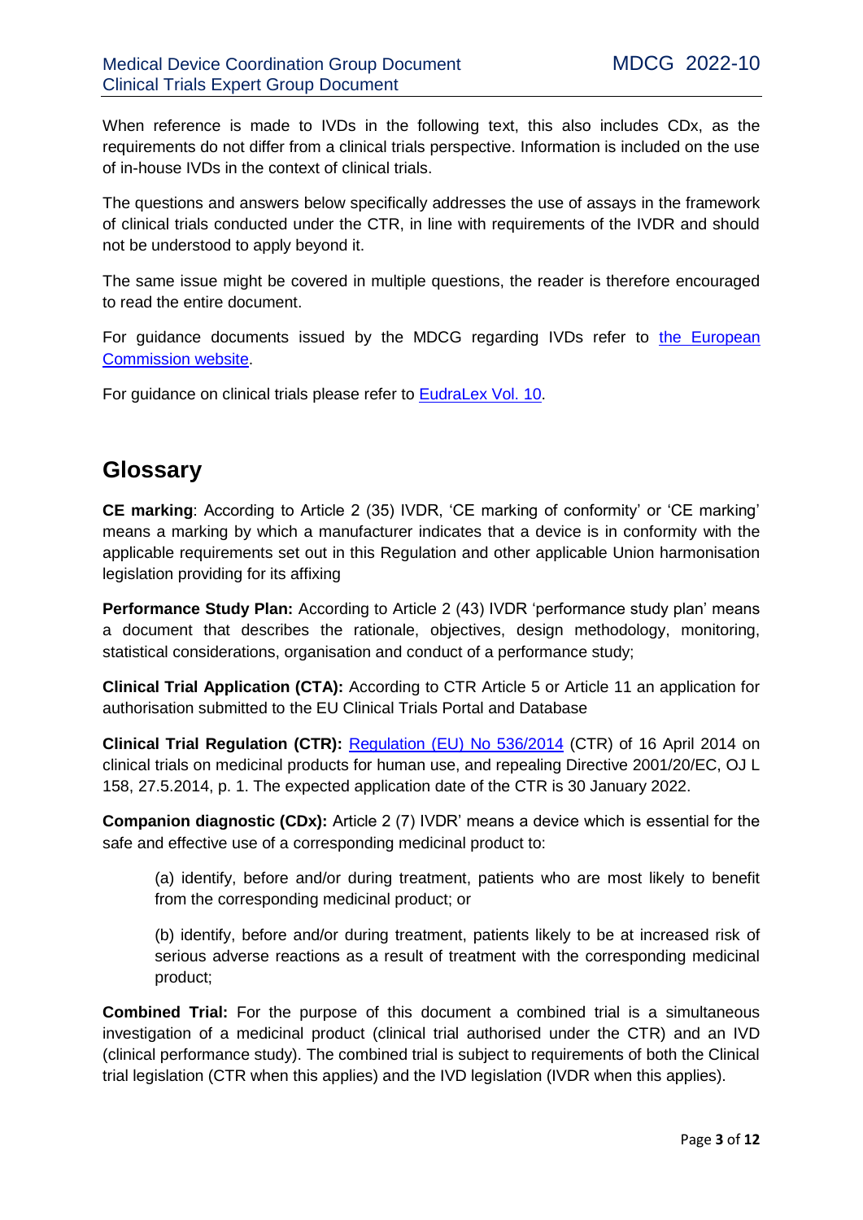When reference is made to IVDs in the following text, this also includes CDx, as the requirements do not differ from a clinical trials perspective. Information is included on the use of in-house IVDs in the context of clinical trials.

The questions and answers below specifically addresses the use of assays in the framework of clinical trials conducted under the CTR, in line with requirements of the IVDR and should not be understood to apply beyond it.

The same issue might be covered in multiple questions, the reader is therefore encouraged to read the entire document.

For guidance documents issued by the MDCG regarding IVDs refer to [the European Commission website](#).

For guidance on clinical trials please refer to [EudraLex Vol. 10](#).

## Glossary

**CE marking**: According to Article 2 (35) IVDR, 'CE marking of conformity' or 'CE marking' means a marking by which a manufacturer indicates that a device is in conformity with the applicable requirements set out in this Regulation and other applicable Union harmonisation legislation providing for its affixing

**Performance Study Plan:** According to Article 2 (43) IVDR 'performance study plan' means a document that describes the rationale, objectives, design methodology, monitoring, statistical considerations, organisation and conduct of a performance study;

**Clinical Trial Application (CTA):** According to CTR Article 5 or Article 11 an application for authorisation submitted to the EU Clinical Trials Portal and Database

**Clinical Trial Regulation (CTR):** [Regulation (EU) No 536/2014](#) (CTR) of 16 April 2014 on clinical trials on medicinal products for human use, and repealing Directive 2001/20/EC, OJ L 158, 27.5.2014, p. 1. The expected application date of the CTR is 30 January 2022.

**Companion diagnostic (CDx):** Article 2 (7) IVDR' means a device which is essential for the safe and effective use of a corresponding medicinal product to:

> (a) identify, before and/or during treatment, patients who are most likely to benefit from the corresponding medicinal product; or
>
> (b) identify, before and/or during treatment, patients likely to be at increased risk of serious adverse reactions as a result of treatment with the corresponding medicinal product;

**Combined Trial:** For the purpose of this document a combined trial is a simultaneous investigation of a medicinal product (clinical trial authorised under the CTR) and an IVD (clinical performance study). The combined trial is subject to requirements of both the Clinical trial legislation (CTR when this applies) and the IVD legislation (IVDR when this applies).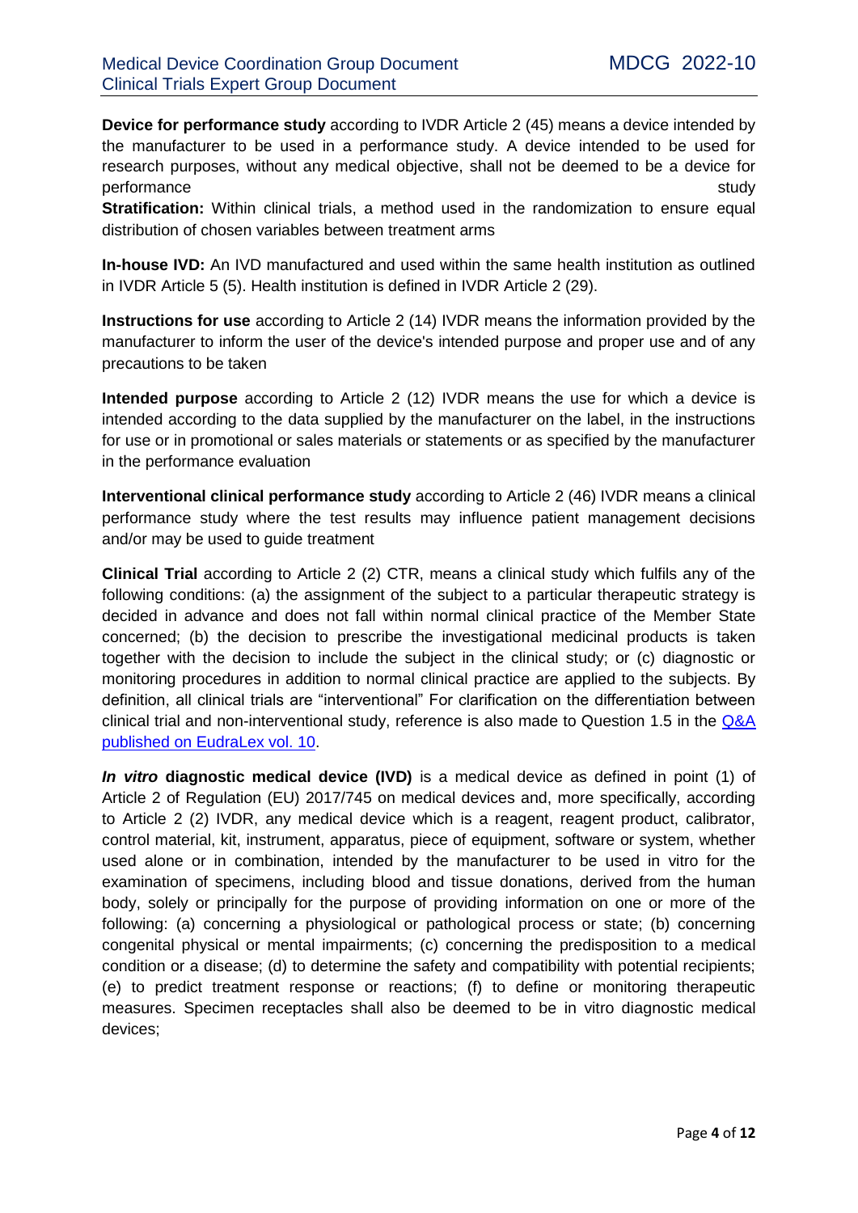**Device for performance study** according to IVDR Article 2 (45) means a device intended by the manufacturer to be used in a performance study. A device intended to be used for research purposes, without any medical objective, shall not be deemed to be a device for performance study

**Stratification:** Within clinical trials, a method used in the randomization to ensure equal distribution of chosen variables between treatment arms

**In-house IVD:** An IVD manufactured and used within the same health institution as outlined in IVDR Article 5 (5). Health institution is defined in IVDR Article 2 (29).

**Instructions for use** according to Article 2 (14) IVDR means the information provided by the manufacturer to inform the user of the device's intended purpose and proper use and of any precautions to be taken

**Intended purpose** according to Article 2 (12) IVDR means the use for which a device is intended according to the data supplied by the manufacturer on the label, in the instructions for use or in promotional or sales materials or statements or as specified by the manufacturer in the performance evaluation

**Interventional clinical performance study** according to Article 2 (46) IVDR means a clinical performance study where the test results may influence patient management decisions and/or may be used to guide treatment

**Clinical Trial** according to Article 2 (2) CTR, means a clinical study which fulfils any of the following conditions: (a) the assignment of the subject to a particular therapeutic strategy is decided in advance and does not fall within normal clinical practice of the Member State concerned; (b) the decision to prescribe the investigational medicinal products is taken together with the decision to include the subject in the clinical study; or (c) diagnostic or monitoring procedures in addition to normal clinical practice are applied to the subjects. By definition, all clinical trials are "interventional" For clarification on the differentiation between clinical trial and non-interventional study, reference is also made to Question 1.5 in the Q&A published on EudraLex vol. 10.

***In vitro* diagnostic medical device (IVD)** is a medical device as defined in point (1) of Article 2 of Regulation (EU) 2017/745 on medical devices and, more specifically, according to Article 2 (2) IVDR, any medical device which is a reagent, reagent product, calibrator, control material, kit, instrument, apparatus, piece of equipment, software or system, whether used alone or in combination, intended by the manufacturer to be used in vitro for the examination of specimens, including blood and tissue donations, derived from the human body, solely or principally for the purpose of providing information on one or more of the following: (a) concerning a physiological or pathological process or state; (b) concerning congenital physical or mental impairments; (c) concerning the predisposition to a medical condition or a disease; (d) to determine the safety and compatibility with potential recipients; (e) to predict treatment response or reactions; (f) to define or monitoring therapeutic measures. Specimen receptacles shall also be deemed to be in vitro diagnostic medical devices;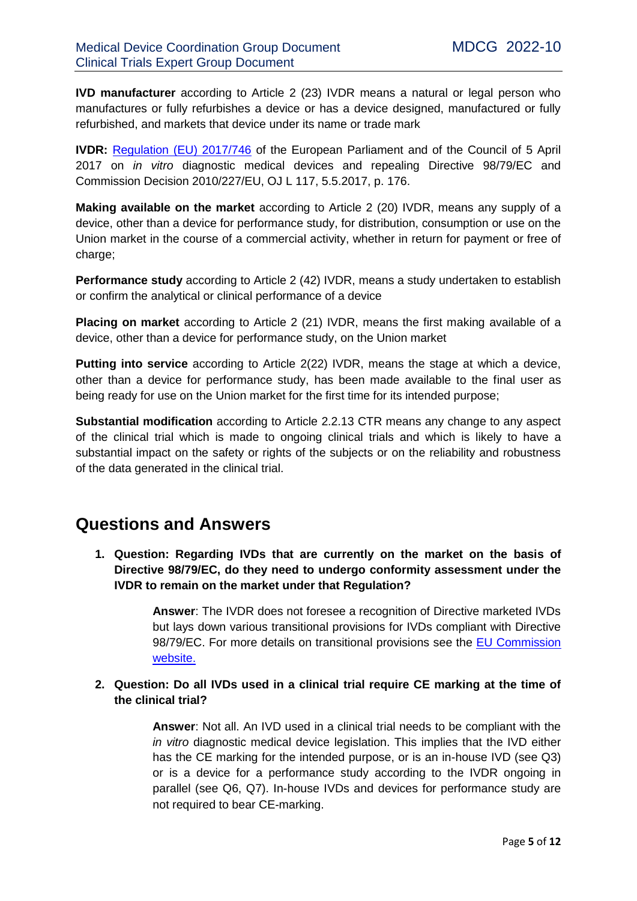**IVD manufacturer** according to Article 2 (23) IVDR means a natural or legal person who manufactures or fully refurbishes a device or has a device designed, manufactured or fully refurbished, and markets that device under its name or trade mark

**IVDR:** [Regulation (EU) 2017/746](#) of the European Parliament and of the Council of 5 April 2017 on *in vitro* diagnostic medical devices and repealing Directive 98/79/EC and Commission Decision 2010/227/EU, OJ L 117, 5.5.2017, p. 176.

**Making available on the market** according to Article 2 (20) IVDR, means any supply of a device, other than a device for performance study, for distribution, consumption or use on the Union market in the course of a commercial activity, whether in return for payment or free of charge;

**Performance study** according to Article 2 (42) IVDR, means a study undertaken to establish or confirm the analytical or clinical performance of a device

**Placing on market** according to Article 2 (21) IVDR, means the first making available of a device, other than a device for performance study, on the Union market

**Putting into service** according to Article 2(22) IVDR, means the stage at which a device, other than a device for performance study, has been made available to the final user as being ready for use on the Union market for the first time for its intended purpose;

**Substantial modification** according to Article 2.2.13 CTR means any change to any aspect of the clinical trial which is made to ongoing clinical trials and which is likely to have a substantial impact on the safety or rights of the subjects or on the reliability and robustness of the data generated in the clinical trial.

## Questions and Answers

1. **Question: Regarding IVDs that are currently on the market on the basis of Directive 98/79/EC, do they need to undergo conformity assessment under the IVDR to remain on the market under that Regulation?**

   **Answer**: The IVDR does not foresee a recognition of Directive marketed IVDs but lays down various transitional provisions for IVDs compliant with Directive 98/79/EC. For more details on transitional provisions see the [EU Commission website.](#)

2. **Question: Do all IVDs used in a clinical trial require CE marking at the time of the clinical trial?**

   **Answer**: Not all. An IVD used in a clinical trial needs to be compliant with the *in vitro* diagnostic medical device legislation. This implies that the IVD either has the CE marking for the intended purpose, or is an in-house IVD (see Q3) or is a device for a performance study according to the IVDR ongoing in parallel (see Q6, Q7). In-house IVDs and devices for performance study are not required to bear CE-marking.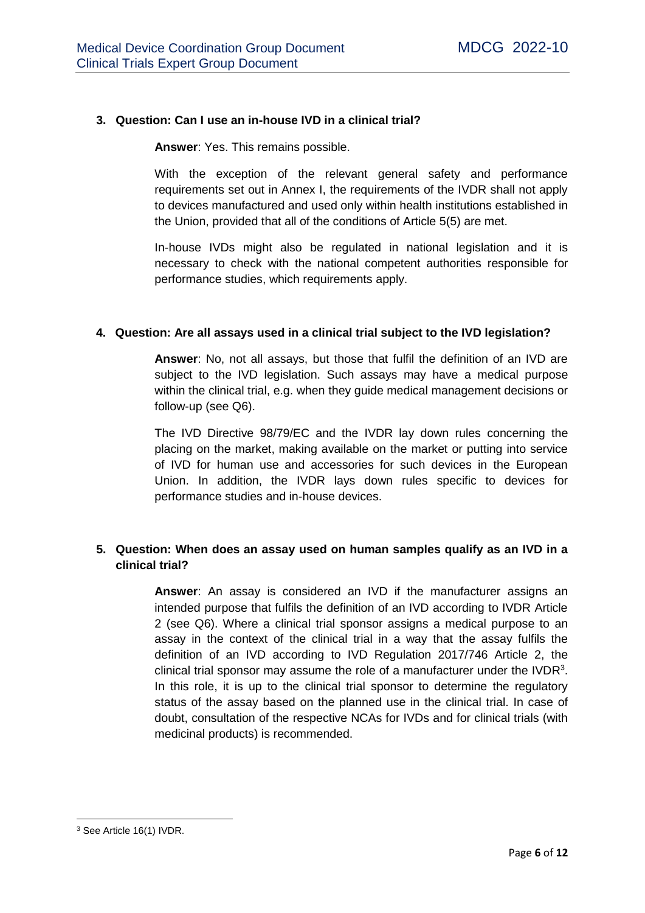**3. Question: Can I use an in-house IVD in a clinical trial?**

**Answer**: Yes. This remains possible.

With the exception of the relevant general safety and performance requirements set out in Annex I, the requirements of the IVDR shall not apply to devices manufactured and used only within health institutions established in the Union, provided that all of the conditions of Article 5(5) are met.

In-house IVDs might also be regulated in national legislation and it is necessary to check with the national competent authorities responsible for performance studies, which requirements apply.

**4. Question: Are all assays used in a clinical trial subject to the IVD legislation?**

**Answer**: No, not all assays, but those that fulfil the definition of an IVD are subject to the IVD legislation. Such assays may have a medical purpose within the clinical trial, e.g. when they guide medical management decisions or follow-up (see Q6).

The IVD Directive 98/79/EC and the IVDR lay down rules concerning the placing on the market, making available on the market or putting into service of IVD for human use and accessories for such devices in the European Union. In addition, the IVDR lays down rules specific to devices for performance studies and in-house devices.

**5. Question: When does an assay used on human samples qualify as an IVD in a clinical trial?**

**Answer**: An assay is considered an IVD if the manufacturer assigns an intended purpose that fulfils the definition of an IVD according to IVDR Article 2 (see Q6). Where a clinical trial sponsor assigns a medical purpose to an assay in the context of the clinical trial in a way that the assay fulfils the definition of an IVD according to IVD Regulation 2017/746 Article 2, the clinical trial sponsor may assume the role of a manufacturer under the IVDR[3]. In this role, it is up to the clinical trial sponsor to determine the regulatory status of the assay based on the planned use in the clinical trial. In case of doubt, consultation of the respective NCAs for IVDs and for clinical trials (with medicinal products) is recommended.

[3] See Article 16(1) IVDR.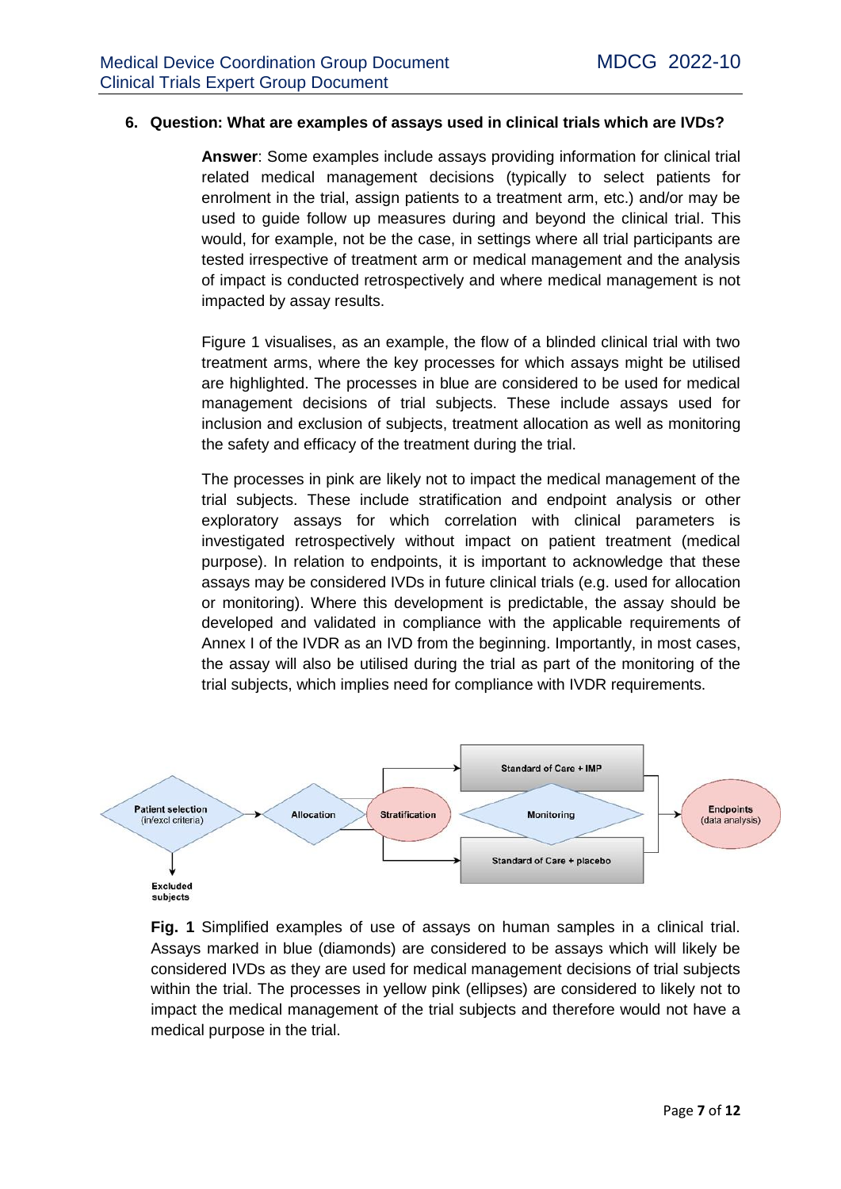6. **Question: What are examples of assays used in clinical trials which are IVDs?**

**Answer**: Some examples include assays providing information for clinical trial related medical management decisions (typically to select patients for enrolment in the trial, assign patients to a treatment arm, etc.) and/or may be used to guide follow up measures during and beyond the clinical trial. This would, for example, not be the case, in settings where all trial participants are tested irrespective of treatment arm or medical management and the analysis of impact is conducted retrospectively and where medical management is not impacted by assay results.

Figure 1 visualises, as an example, the flow of a blinded clinical trial with two treatment arms, where the key processes for which assays might be utilised are highlighted. The processes in blue are considered to be used for medical management decisions of trial subjects. These include assays used for inclusion and exclusion of subjects, treatment allocation as well as monitoring the safety and efficacy of the treatment during the trial.

The processes in pink are likely not to impact the medical management of the trial subjects. These include stratification and endpoint analysis or other exploratory assays for which correlation with clinical parameters is investigated retrospectively without impact on patient treatment (medical purpose). In relation to endpoints, it is important to acknowledge that these assays may be considered IVDs in future clinical trials (e.g. used for allocation or monitoring). Where this development is predictable, the assay should be developed and validated in compliance with the applicable requirements of Annex I of the IVDR as an IVD from the beginning. Importantly, in most cases, the assay will also be utilised during the trial as part of the monitoring of the trial subjects, which implies need for compliance with IVDR requirements.

Patient selection (in/excl criteria) → Allocation → Stratification → Standard of Care + IMP / Monitoring / Standard of Care + placebo → Endpoints (data analysis)

Patient selection → Excluded subjects

**Fig. 1** Simplified examples of use of assays on human samples in a clinical trial. Assays marked in blue (diamonds) are considered to be assays which will likely be considered IVDs as they are used for medical management decisions of trial subjects within the trial. The processes in yellow pink (ellipses) are considered to likely not to impact the medical management of the trial subjects and therefore would not have a medical purpose in the trial.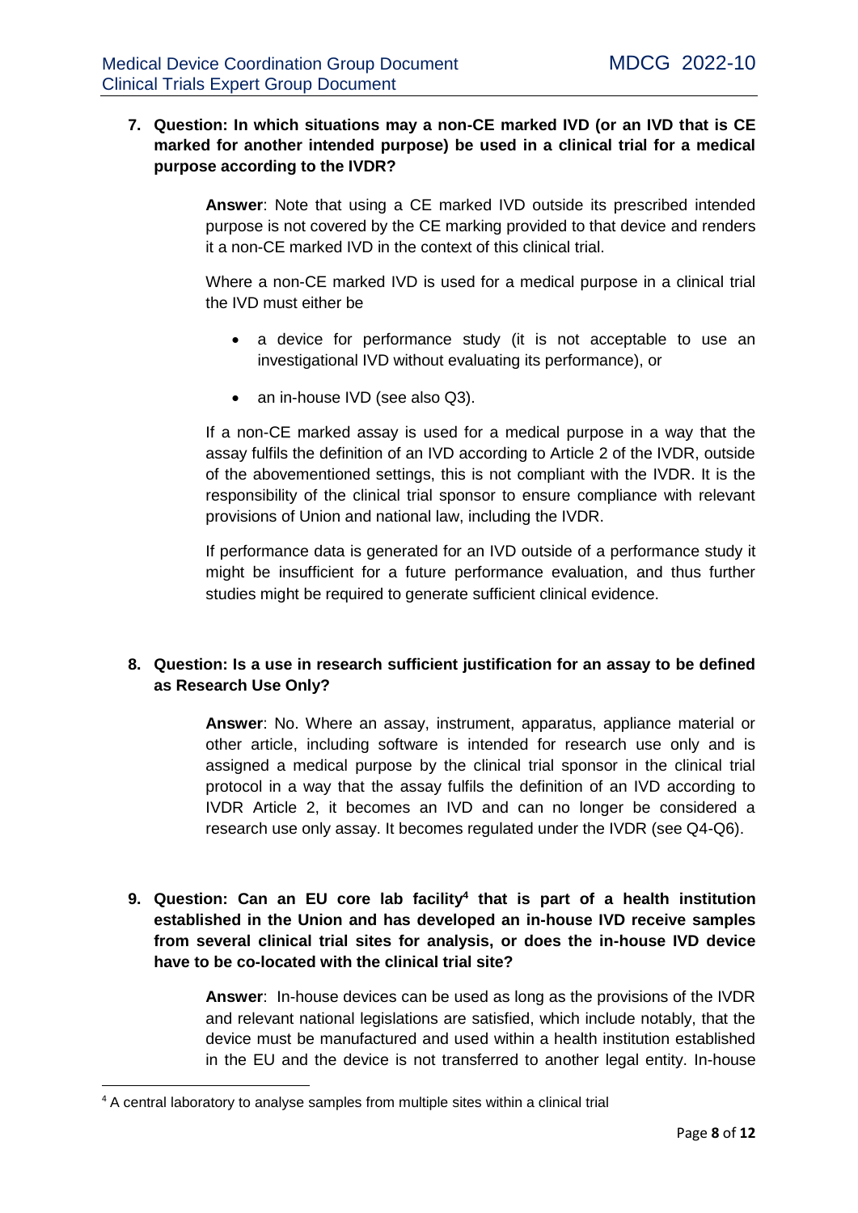**7. Question: In which situations may a non-CE marked IVD (or an IVD that is CE marked for another intended purpose) be used in a clinical trial for a medical purpose according to the IVDR?**

**Answer**: Note that using a CE marked IVD outside its prescribed intended purpose is not covered by the CE marking provided to that device and renders it a non-CE marked IVD in the context of this clinical trial.

Where a non-CE marked IVD is used for a medical purpose in a clinical trial the IVD must either be

- a device for performance study (it is not acceptable to use an investigational IVD without evaluating its performance), or
- an in-house IVD (see also Q3).

If a non-CE marked assay is used for a medical purpose in a way that the assay fulfils the definition of an IVD according to Article 2 of the IVDR, outside of the abovementioned settings, this is not compliant with the IVDR. It is the responsibility of the clinical trial sponsor to ensure compliance with relevant provisions of Union and national law, including the IVDR.

If performance data is generated for an IVD outside of a performance study it might be insufficient for a future performance evaluation, and thus further studies might be required to generate sufficient clinical evidence.

**8. Question: Is a use in research sufficient justification for an assay to be defined as Research Use Only?**

**Answer**: No. Where an assay, instrument, apparatus, appliance material or other article, including software is intended for research use only and is assigned a medical purpose by the clinical trial sponsor in the clinical trial protocol in a way that the assay fulfils the definition of an IVD according to IVDR Article 2, it becomes an IVD and can no longer be considered a research use only assay. It becomes regulated under the IVDR (see Q4-Q6).

**9. Question: Can an EU core lab facility[4] that is part of a health institution established in the Union and has developed an in-house IVD receive samples from several clinical trial sites for analysis, or does the in-house IVD device have to be co-located with the clinical trial site?**

**Answer**: In-house devices can be used as long as the provisions of the IVDR and relevant national legislations are satisfied, which include notably, that the device must be manufactured and used within a health institution established in the EU and the device is not transferred to another legal entity. In-house

[4] A central laboratory to analyse samples from multiple sites within a clinical trial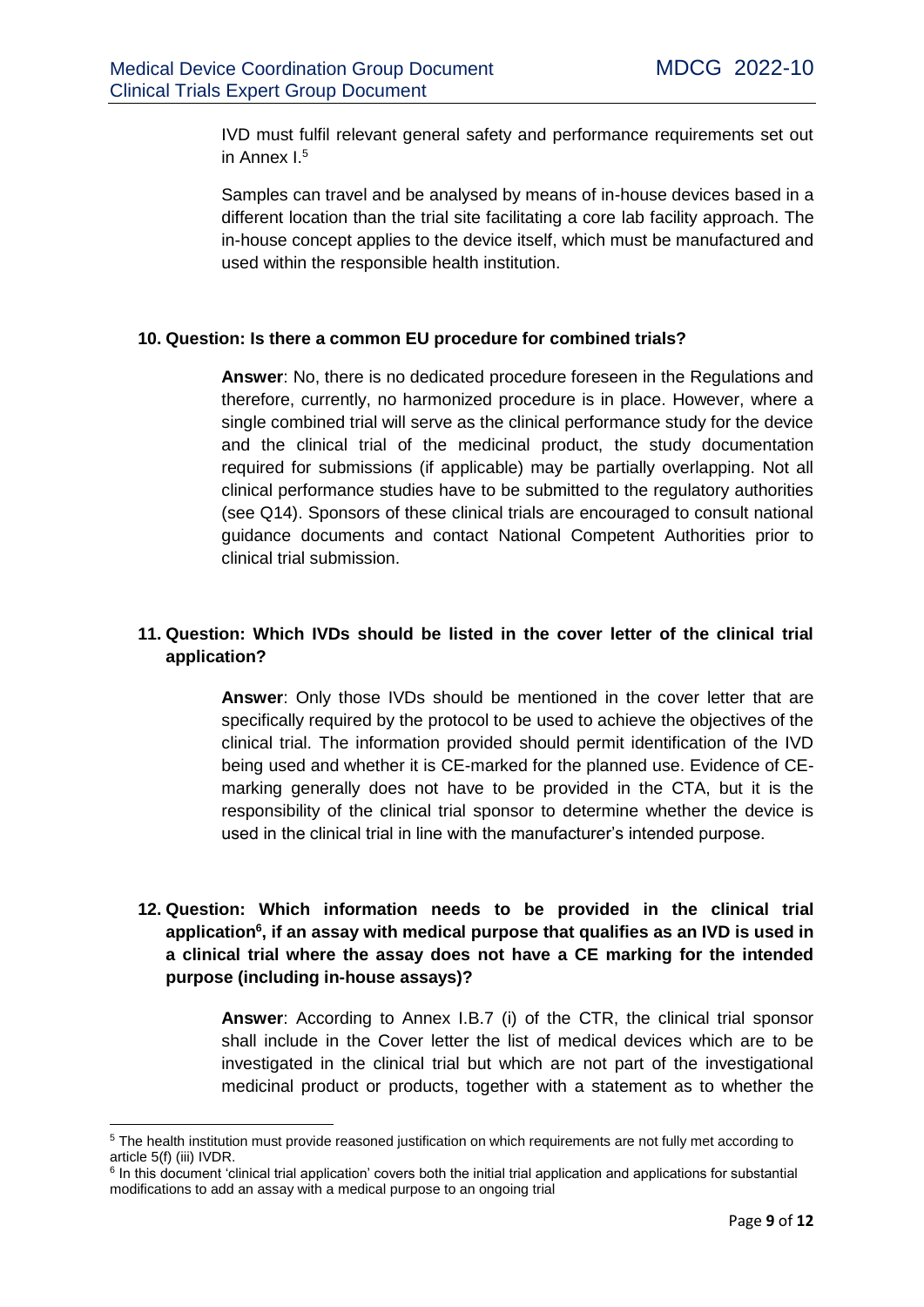IVD must fulfil relevant general safety and performance requirements set out in Annex I.[5]

Samples can travel and be analysed by means of in-house devices based in a different location than the trial site facilitating a core lab facility approach. The in-house concept applies to the device itself, which must be manufactured and used within the responsible health institution.

**10. Question: Is there a common EU procedure for combined trials?**

**Answer**: No, there is no dedicated procedure foreseen in the Regulations and therefore, currently, no harmonized procedure is in place. However, where a single combined trial will serve as the clinical performance study for the device and the clinical trial of the medicinal product, the study documentation required for submissions (if applicable) may be partially overlapping. Not all clinical performance studies have to be submitted to the regulatory authorities (see Q14). Sponsors of these clinical trials are encouraged to consult national guidance documents and contact National Competent Authorities prior to clinical trial submission.

**11. Question: Which IVDs should be listed in the cover letter of the clinical trial application?**

**Answer**: Only those IVDs should be mentioned in the cover letter that are specifically required by the protocol to be used to achieve the objectives of the clinical trial. The information provided should permit identification of the IVD being used and whether it is CE-marked for the planned use. Evidence of CE-marking generally does not have to be provided in the CTA, but it is the responsibility of the clinical trial sponsor to determine whether the device is used in the clinical trial in line with the manufacturer's intended purpose.

**12. Question: Which information needs to be provided in the clinical trial application[6], if an assay with medical purpose that qualifies as an IVD is used in a clinical trial where the assay does not have a CE marking for the intended purpose (including in-house assays)?**

**Answer**: According to Annex I.B.7 (i) of the CTR, the clinical trial sponsor shall include in the Cover letter the list of medical devices which are to be investigated in the clinical trial but which are not part of the investigational medicinal product or products, together with a statement as to whether the

---

[5] The health institution must provide reasoned justification on which requirements are not fully met according to article 5(f) (iii) IVDR.

[6] In this document 'clinical trial application' covers both the initial trial application and applications for substantial modifications to add an assay with a medical purpose to an ongoing trial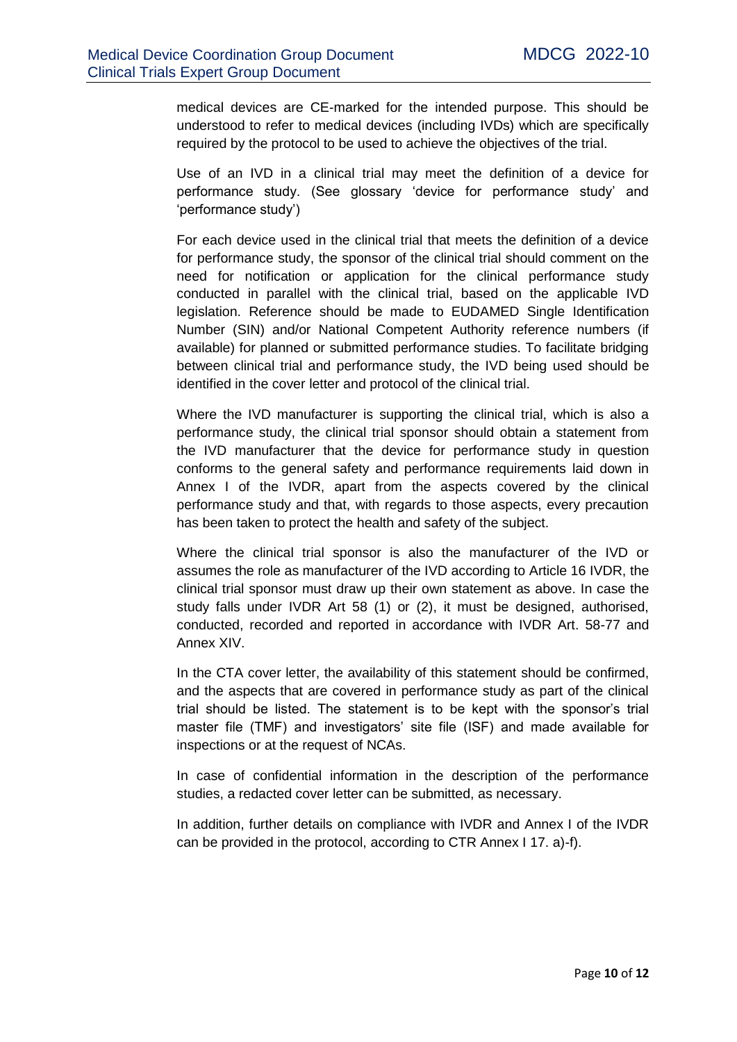medical devices are CE-marked for the intended purpose. This should be understood to refer to medical devices (including IVDs) which are specifically required by the protocol to be used to achieve the objectives of the trial.

Use of an IVD in a clinical trial may meet the definition of a device for performance study. (See glossary 'device for performance study' and 'performance study')

For each device used in the clinical trial that meets the definition of a device for performance study, the sponsor of the clinical trial should comment on the need for notification or application for the clinical performance study conducted in parallel with the clinical trial, based on the applicable IVD legislation. Reference should be made to EUDAMED Single Identification Number (SIN) and/or National Competent Authority reference numbers (if available) for planned or submitted performance studies. To facilitate bridging between clinical trial and performance study, the IVD being used should be identified in the cover letter and protocol of the clinical trial.

Where the IVD manufacturer is supporting the clinical trial, which is also a performance study, the clinical trial sponsor should obtain a statement from the IVD manufacturer that the device for performance study in question conforms to the general safety and performance requirements laid down in Annex I of the IVDR, apart from the aspects covered by the clinical performance study and that, with regards to those aspects, every precaution has been taken to protect the health and safety of the subject.

Where the clinical trial sponsor is also the manufacturer of the IVD or assumes the role as manufacturer of the IVD according to Article 16 IVDR, the clinical trial sponsor must draw up their own statement as above. In case the study falls under IVDR Art 58 (1) or (2), it must be designed, authorised, conducted, recorded and reported in accordance with IVDR Art. 58-77 and Annex XIV.

In the CTA cover letter, the availability of this statement should be confirmed, and the aspects that are covered in performance study as part of the clinical trial should be listed. The statement is to be kept with the sponsor's trial master file (TMF) and investigators' site file (ISF) and made available for inspections or at the request of NCAs.

In case of confidential information in the description of the performance studies, a redacted cover letter can be submitted, as necessary.

In addition, further details on compliance with IVDR and Annex I of the IVDR can be provided in the protocol, according to CTR Annex I 17. a)-f).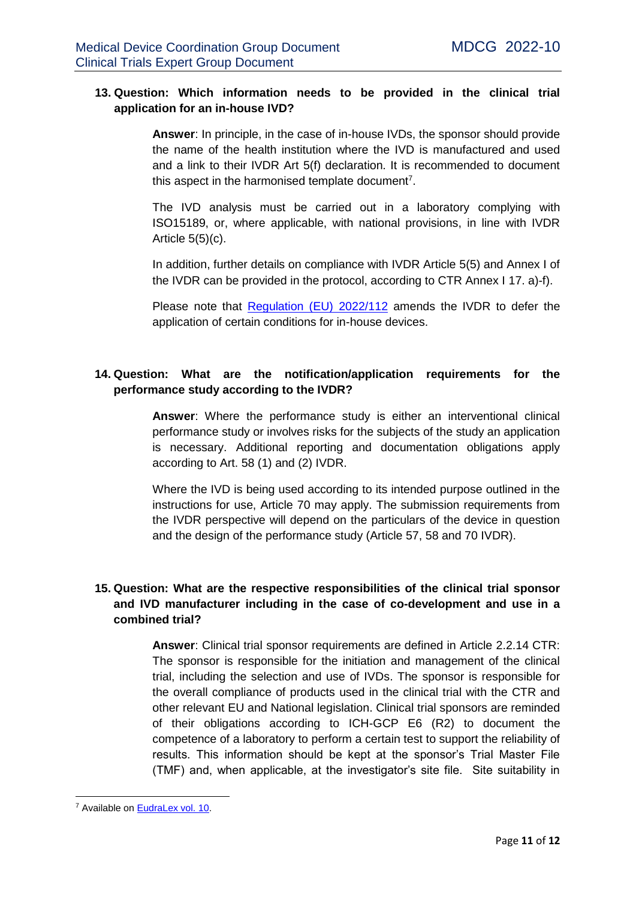**13. Question: Which information needs to be provided in the clinical trial application for an in-house IVD?**

**Answer**: In principle, in the case of in-house IVDs, the sponsor should provide the name of the health institution where the IVD is manufactured and used and a link to their IVDR Art 5(f) declaration. It is recommended to document this aspect in the harmonised template document[7].

The IVD analysis must be carried out in a laboratory complying with ISO15189, or, where applicable, with national provisions, in line with IVDR Article 5(5)(c).

In addition, further details on compliance with IVDR Article 5(5) and Annex I of the IVDR can be provided in the protocol, according to CTR Annex I 17. a)-f).

Please note that Regulation (EU) 2022/112 amends the IVDR to defer the application of certain conditions for in-house devices.

**14. Question: What are the notification/application requirements for the performance study according to the IVDR?**

**Answer**: Where the performance study is either an interventional clinical performance study or involves risks for the subjects of the study an application is necessary. Additional reporting and documentation obligations apply according to Art. 58 (1) and (2) IVDR.

Where the IVD is being used according to its intended purpose outlined in the instructions for use, Article 70 may apply. The submission requirements from the IVDR perspective will depend on the particulars of the device in question and the design of the performance study (Article 57, 58 and 70 IVDR).

**15. Question: What are the respective responsibilities of the clinical trial sponsor and IVD manufacturer including in the case of co-development and use in a combined trial?**

**Answer**: Clinical trial sponsor requirements are defined in Article 2.2.14 CTR: The sponsor is responsible for the initiation and management of the clinical trial, including the selection and use of IVDs. The sponsor is responsible for the overall compliance of products used in the clinical trial with the CTR and other relevant EU and National legislation. Clinical trial sponsors are reminded of their obligations according to ICH-GCP E6 (R2) to document the competence of a laboratory to perform a certain test to support the reliability of results. This information should be kept at the sponsor's Trial Master File (TMF) and, when applicable, at the investigator's site file. Site suitability in

[7] Available on EudraLex vol. 10.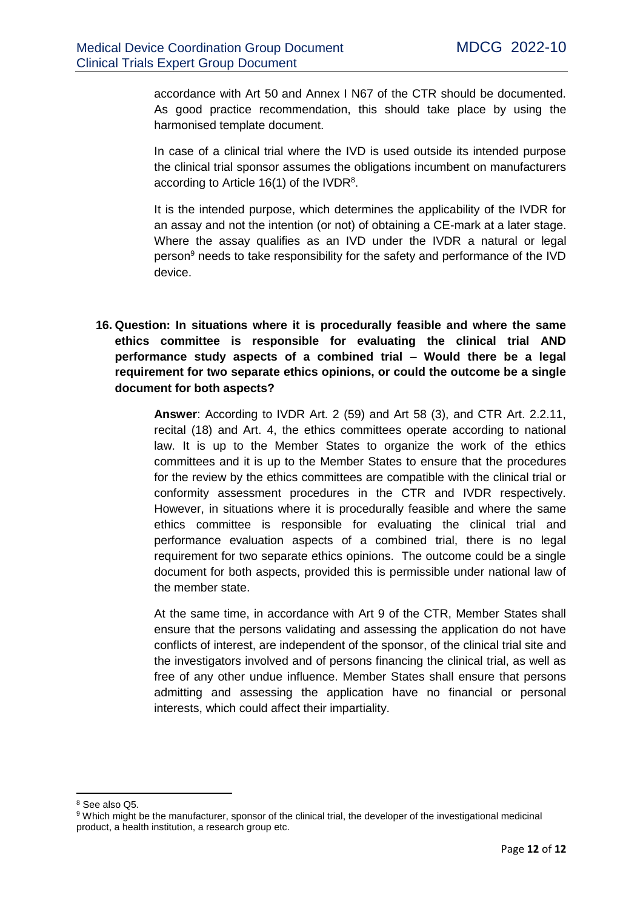accordance with Art 50 and Annex I N67 of the CTR should be documented. As good practice recommendation, this should take place by using the harmonised template document.

In case of a clinical trial where the IVD is used outside its intended purpose the clinical trial sponsor assumes the obligations incumbent on manufacturers according to Article 16(1) of the IVDR[8].

It is the intended purpose, which determines the applicability of the IVDR for an assay and not the intention (or not) of obtaining a CE-mark at a later stage. Where the assay qualifies as an IVD under the IVDR a natural or legal person[9] needs to take responsibility for the safety and performance of the IVD device.

**16. Question: In situations where it is procedurally feasible and where the same ethics committee is responsible for evaluating the clinical trial AND performance study aspects of a combined trial – Would there be a legal requirement for two separate ethics opinions, or could the outcome be a single document for both aspects?**

**Answer**: According to IVDR Art. 2 (59) and Art 58 (3), and CTR Art. 2.2.11, recital (18) and Art. 4, the ethics committees operate according to national law. It is up to the Member States to organize the work of the ethics committees and it is up to the Member States to ensure that the procedures for the review by the ethics committees are compatible with the clinical trial or conformity assessment procedures in the CTR and IVDR respectively. However, in situations where it is procedurally feasible and where the same ethics committee is responsible for evaluating the clinical trial and performance evaluation aspects of a combined trial, there is no legal requirement for two separate ethics opinions. The outcome could be a single document for both aspects, provided this is permissible under national law of the member state.

At the same time, in accordance with Art 9 of the CTR, Member States shall ensure that the persons validating and assessing the application do not have conflicts of interest, are independent of the sponsor, of the clinical trial site and the investigators involved and of persons financing the clinical trial, as well as free of any other undue influence. Member States shall ensure that persons admitting and assessing the application have no financial or personal interests, which could affect their impartiality.

---

[8] See also Q5.

[9] Which might be the manufacturer, sponsor of the clinical trial, the developer of the investigational medicinal product, a health institution, a research group etc.